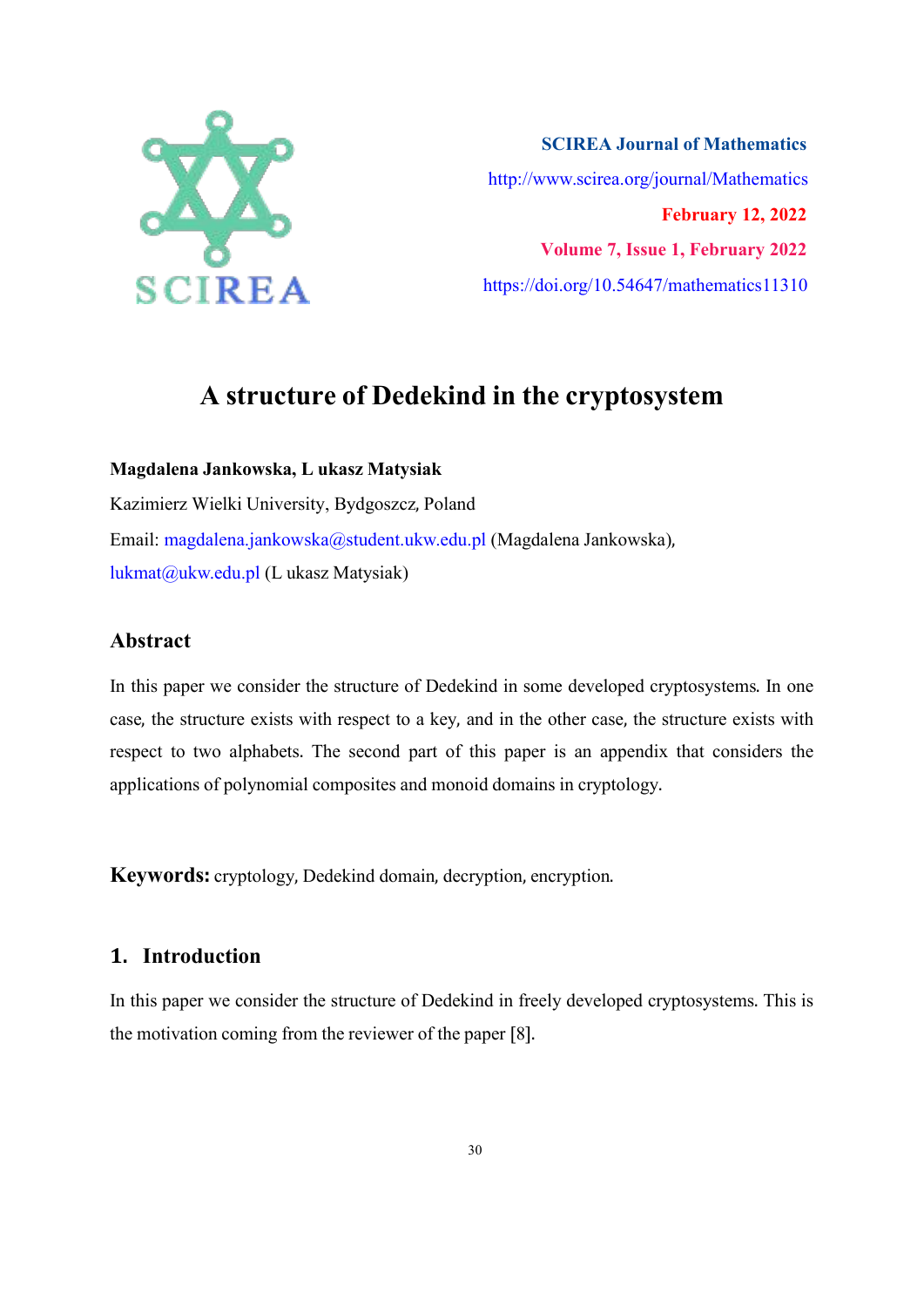SCIREA Journal of Mathematics

http://www.scirea.org/journal/Mathematics

February 12, 2022

Volume 7, Issue 1, February 2022

https://doi.org/10.54647/mathematics11310

# A structure of Dedekind in the cryptosystem

**Magdalena Jankowska, L ukasz Matysiak**

Kazimierz Wielki University, Bydgoszcz, Poland

Email: magdalena.jankowska@student.ukw.edu.pl (Magdalena Jankowska), lukmat@ukw.edu.pl (L ukasz Matysiak)

## Abstract

In this paper we consider the structure of Dedekind in some developed cryptosystems. In one case, the structure exists with respect to a key, and in the other case, the structure exists with respect to two alphabets. The second part of this paper is an appendix that considers the applications of polynomial composites and monoid domains in cryptology.

**Keywords:** cryptology, Dedekind domain, decryption, encryption.

## 1. Introduction

In this paper we consider the structure of Dedekind in freely developed cryptosystems. This is the motivation coming from the reviewer of the paper [8].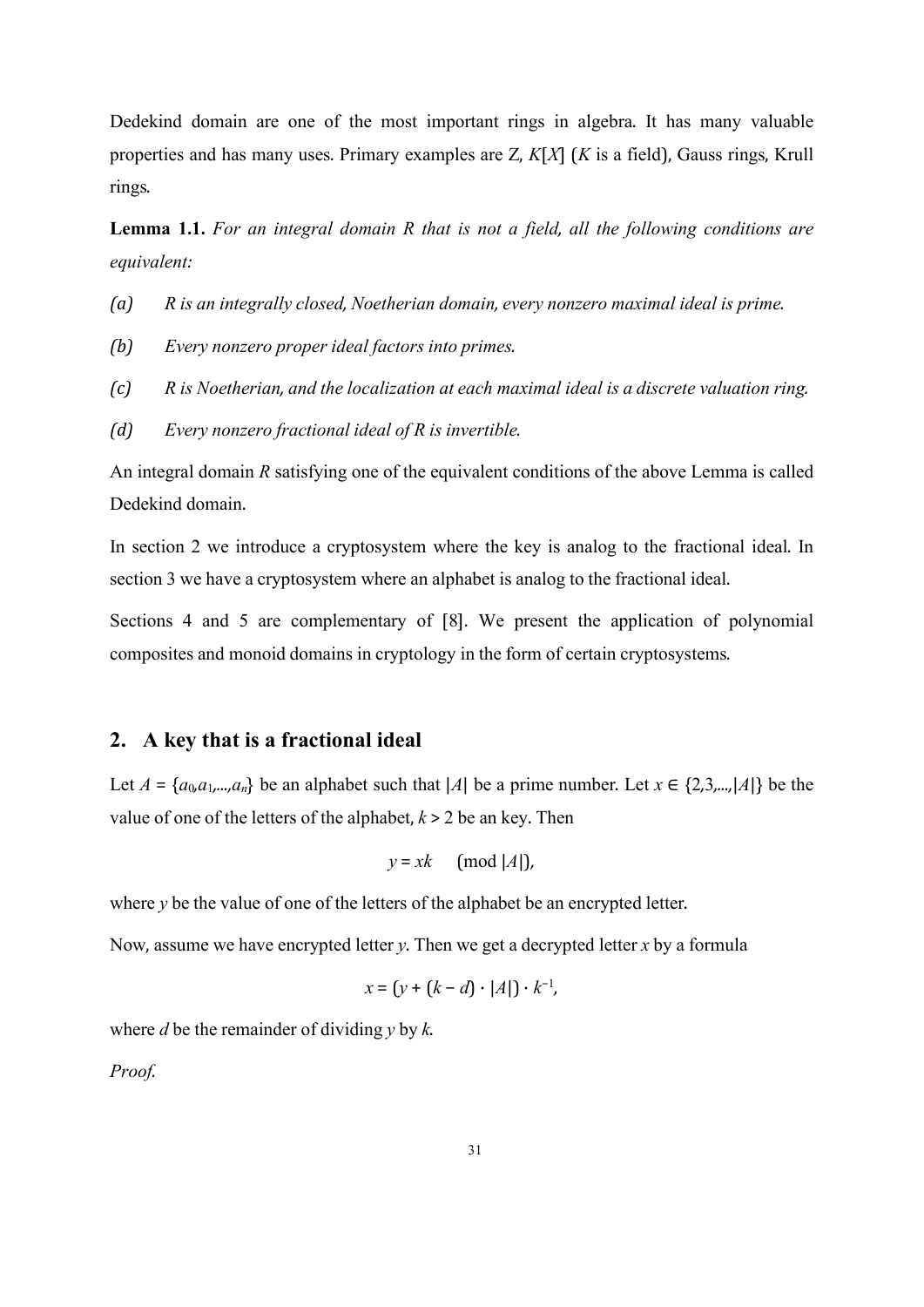Dedekind domain are one of the most important rings in algebra. It has many valuable properties and has many uses. Primary examples are Z, $K[X]$ ($K$ is a field), Gauss rings, Krull rings.

**Lemma 1.1.** *For an integral domain R that is not a field, all the following conditions are equivalent:*

*(a)* *R is an integrally closed, Noetherian domain, every nonzero maximal ideal is prime.*

*(b)* *Every nonzero proper ideal factors into primes.*

*(c)* *R is Noetherian, and the localization at each maximal ideal is a discrete valuation ring.*

*(d)* *Every nonzero fractional ideal of R is invertible.*

An integral domain $R$ satisfying one of the equivalent conditions of the above Lemma is called Dedekind domain.

In section 2 we introduce a cryptosystem where the key is analog to the fractional ideal. In section 3 we have a cryptosystem where an alphabet is analog to the fractional ideal.

Sections 4 and 5 are complementary of [8]. We present the application of polynomial composites and monoid domains in cryptology in the form of certain cryptosystems.

## 2. A key that is a fractional ideal

Let $A = \{a_0, a_1, ..., a_n\}$ be an alphabet such that $|A|$ be a prime number. Let $x \in \{2, 3, ..., |A|\}$ be the value of one of the letters of the alphabet, $k > 2$ be an key. Then

$$y = xk \pmod{|A|},$$

where $y$ be the value of one of the letters of the alphabet be an encrypted letter.

Now, assume we have encrypted letter $y$. Then we get a decrypted letter $x$ by a formula

$$x = (y + (k - d) \cdot |A|) \cdot k^{-1},$$

where $d$ be the remainder of dividing $y$ by $k$.

*Proof.*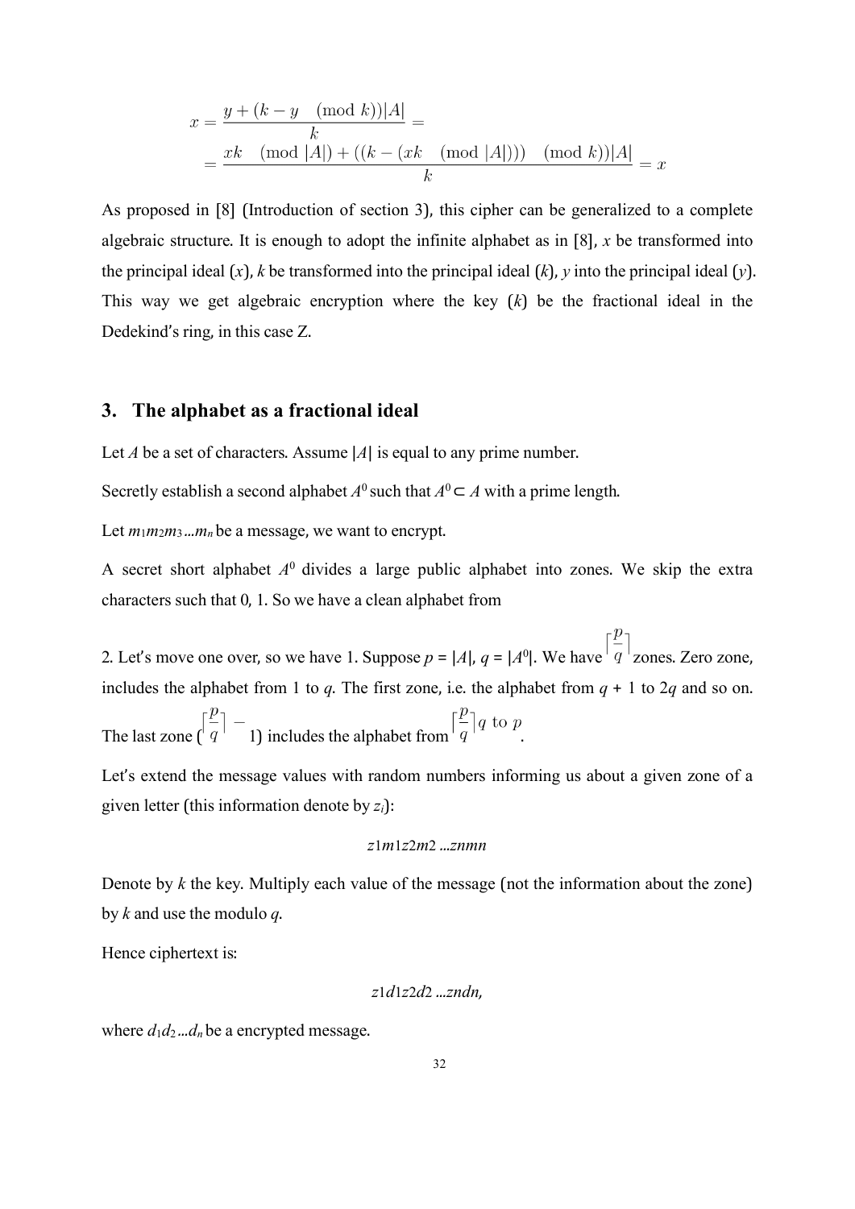$$x = \frac{y + (k - y \pmod{k})|A|}{k} =$$
$$= \frac{xk \pmod{|A|} + ((k - (xk \pmod{|A|})) \pmod{k})|A|}{k} = x$$

As proposed in [8] (Introduction of section 3), this cipher can be generalized to a complete algebraic structure. It is enough to adopt the infinite alphabet as in [8], $x$ be transformed into the principal ideal $(x)$, $k$ be transformed into the principal ideal $(k)$, $y$ into the principal ideal $(y)$. This way we get algebraic encryption where the key $(k)$ be the fractional ideal in the Dedekind's ring, in this case Z.

## 3. The alphabet as a fractional ideal

Let $A$ be a set of characters. Assume $|A|$ is equal to any prime number.

Secretly establish a second alphabet $A^0$ such that $A^0 \subset A$ with a prime length.

Let $m_1m_2m_3...m_n$ be a message, we want to encrypt.

A secret short alphabet $A^0$ divides a large public alphabet into zones. We skip the extra characters such that 0, 1. So we have a clean alphabet from

2. Let's move one over, so we have 1. Suppose $p = |A|$, $q = |A^0|$. We have $\lceil \frac{p}{q} \rceil$ zones. Zero zone, includes the alphabet from 1 to $q$. The first zone, i.e. the alphabet from $q + 1$ to $2q$ and so on. The last zone ($\lceil \frac{p}{q} \rceil -$ 1) includes the alphabet from $\lceil \frac{p}{q} \rceil q \text{ to } p$.

Let's extend the message values with random numbers informing us about a given zone of a given letter (this information denote by $z_i$):

$$z1m1z2m2 ...znmn$$

Denote by $k$ the key. Multiply each value of the message (not the information about the zone) by $k$ and use the modulo $q$.

Hence ciphertext is:

$$z1d1z2d2 ...zndn,$$

where $d_1d_2...d_n$ be a encrypted message.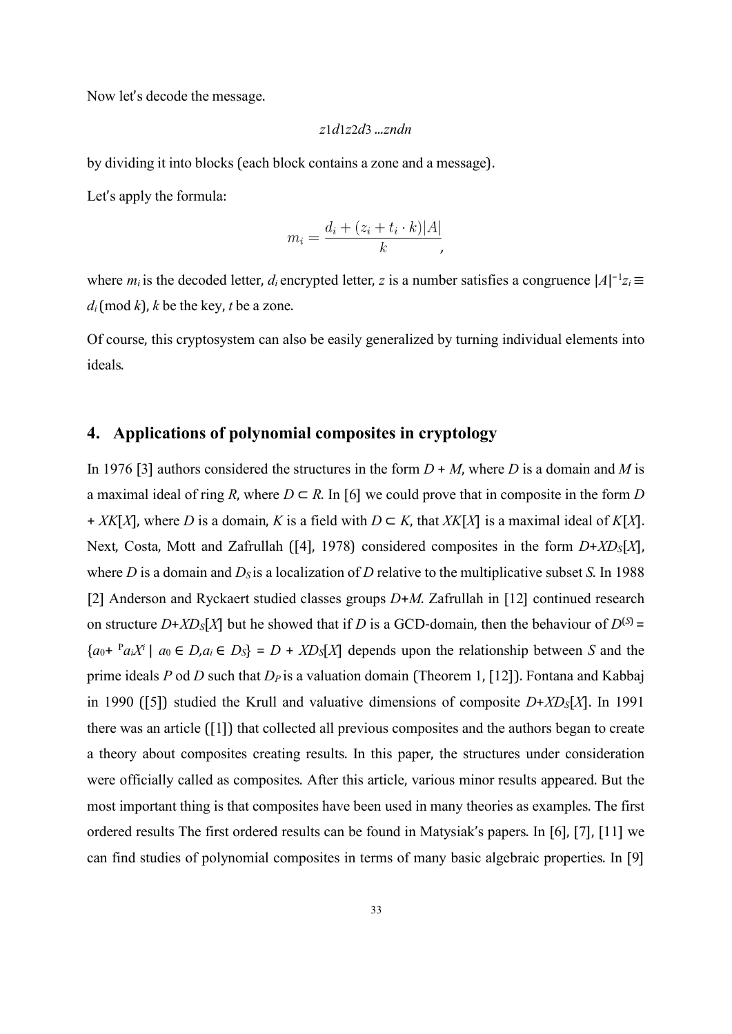Now let's decode the message.

$$z_1 d_1 z_2 d_3 \dots z_n d_n$$

by dividing it into blocks (each block contains a zone and a message).

Let's apply the formula:

$$m_i = \frac{d_i + (z_i + t_i \cdot k)|A|}{k},$$

where $m_i$ is the decoded letter, $d_i$ encrypted letter, $z$ is a number satisfies a congruence $|A|^{-1}z_i \equiv d_i \pmod{k}$, $k$ be the key, $t$ be a zone.

Of course, this cryptosystem can also be easily generalized by turning individual elements into ideals.

## 4. Applications of polynomial composites in cryptology

In 1976 [3] authors considered the structures in the form $D + M$, where $D$ is a domain and $M$ is a maximal ideal of ring $R$, where $D \subset R$. In [6] we could prove that in composite in the form $D + XK[X]$, where $D$ is a domain, $K$ is a field with $D \subset K$, that $XK[X]$ is a maximal ideal of $K[X]$. Next, Costa, Mott and Zafrullah ([4], 1978) considered composites in the form $D+XD_S[X]$, where $D$ is a domain and $D_S$ is a localization of $D$ relative to the multiplicative subset $S$. In 1988 [2] Anderson and Ryckaert studied classes groups $D+M$. Zafrullah in [12] continued research on structure $D+XD_S[X]$ but he showed that if $D$ is a GCD-domain, then the behaviour of $D^{(S)} = \{a_0 + {}^{\mathrm{P}}a_iX^i \mid a_0 \in D, a_i \in D_S\} = D + XD_S[X]$ depends upon the relationship between $S$ and the prime ideals $P$ od $D$ such that $D_P$ is a valuation domain (Theorem 1, [12]). Fontana and Kabbaj in 1990 ([5]) studied the Krull and valuative dimensions of composite $D+XD_S[X]$. In 1991 there was an article ([1]) that collected all previous composites and the authors began to create a theory about composites creating results. In this paper, the structures under consideration were officially called as composites. After this article, various minor results appeared. But the most important thing is that composites have been used in many theories as examples. The first ordered results The first ordered results can be found in Matysiak's papers. In [6], [7], [11] we can find studies of polynomial composites in terms of many basic algebraic properties. In [9]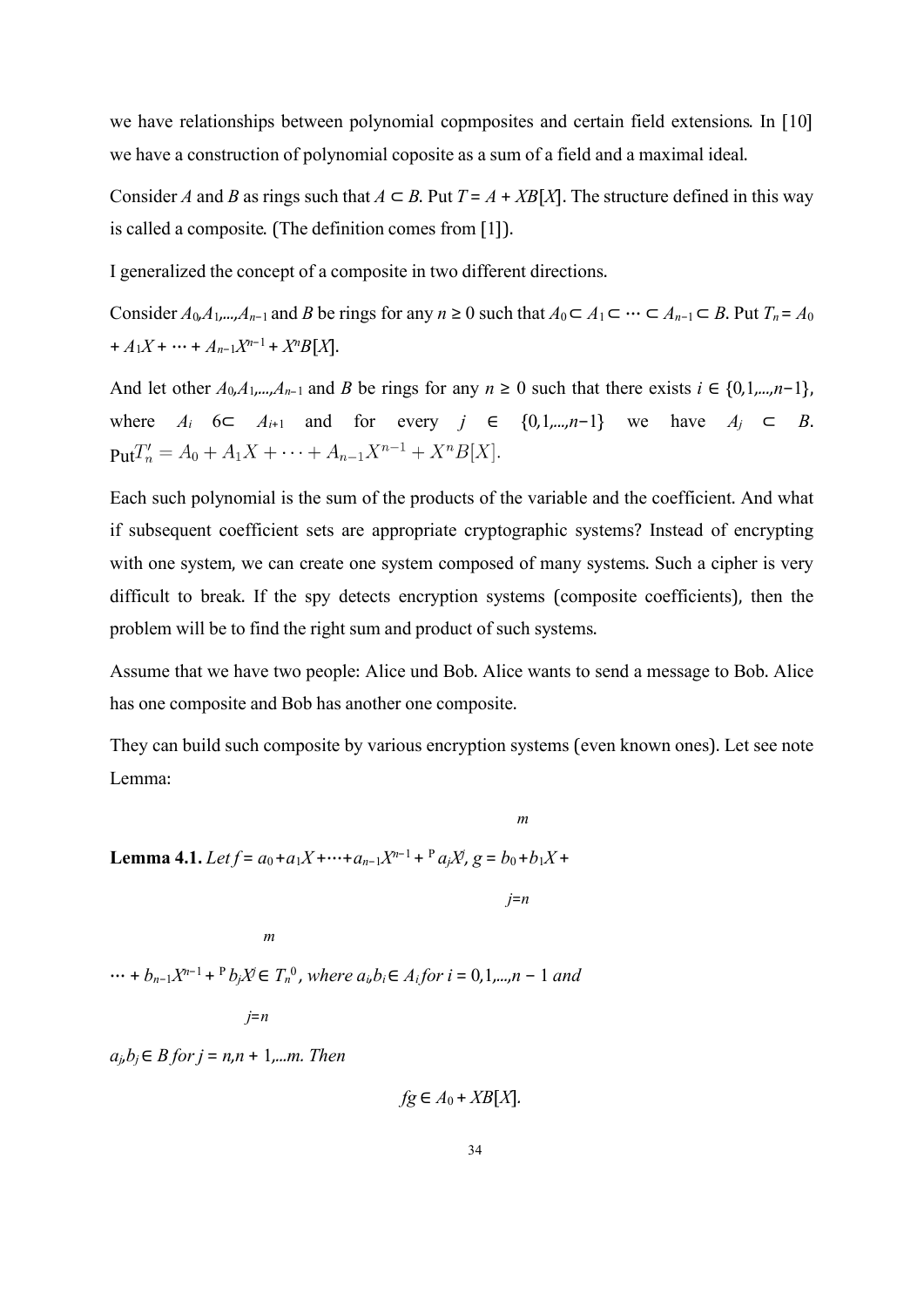we have relationships between polynomial copmposites and certain field extensions. In [10] we have a construction of polynomial coposite as a sum of a field and a maximal ideal.

Consider $A$ and $B$ as rings such that $A \subset B$. Put $T = A + XB[X]$. The structure defined in this way is called a composite. (The definition comes from [1]).

I generalized the concept of a composite in two different directions.

Consider $A_0, A_1, ..., A_{n-1}$ and $B$ be rings for any $n \geq 0$ such that $A_0 \subset A_1 \subset \cdots \subset A_{n-1} \subset B$. Put $T_n = A_0 + A_1X + \cdots + A_{n-1}X^{n-1} + X^nB[X]$.

And let other $A_0, A_1, ..., A_{n-1}$ and $B$ be rings for any $n \geq 0$ such that there exists $i \in \{0,1,...,n-1\}$, where $A_i \not\subset A_{i+1}$ and for every $j \in \{0,1,...,n-1\}$ we have $A_j \subset B$. Put $T'_n = A_0 + A_1X + \cdots + A_{n-1}X^{n-1} + X^nB[X]$.

Each such polynomial is the sum of the products of the variable and the coefficient. And what if subsequent coefficient sets are appropriate cryptographic systems? Instead of encrypting with one system, we can create one system composed of many systems. Such a cipher is very difficult to break. If the spy detects encryption systems (composite coefficients), then the problem will be to find the right sum and product of such systems.

Assume that we have two people: Alice und Bob. Alice wants to send a message to Bob. Alice has one composite and Bob has another one composite.

They can build such composite by various encryption systems (even known ones). Let see note Lemma:

**Lemma 4.1.** *Let* $f = a_0 + a_1X + \cdots + a_{n-1}X^{n-1} + \sum_{j=n}^{m} a_jX^j$, $g = b_0 + b_1X + \cdots + b_{n-1}X^{n-1} + \sum_{j=n}^{m} b_jX^j \in T_n^0$, *where* $a_i, b_i \in A_i$ *for* $i = 0,1,...,n-1$ *and* $a_j, b_j \in B$ *for* $j = n, n+1, ...m$. *Then*

$$fg \in A_0 + XB[X].$$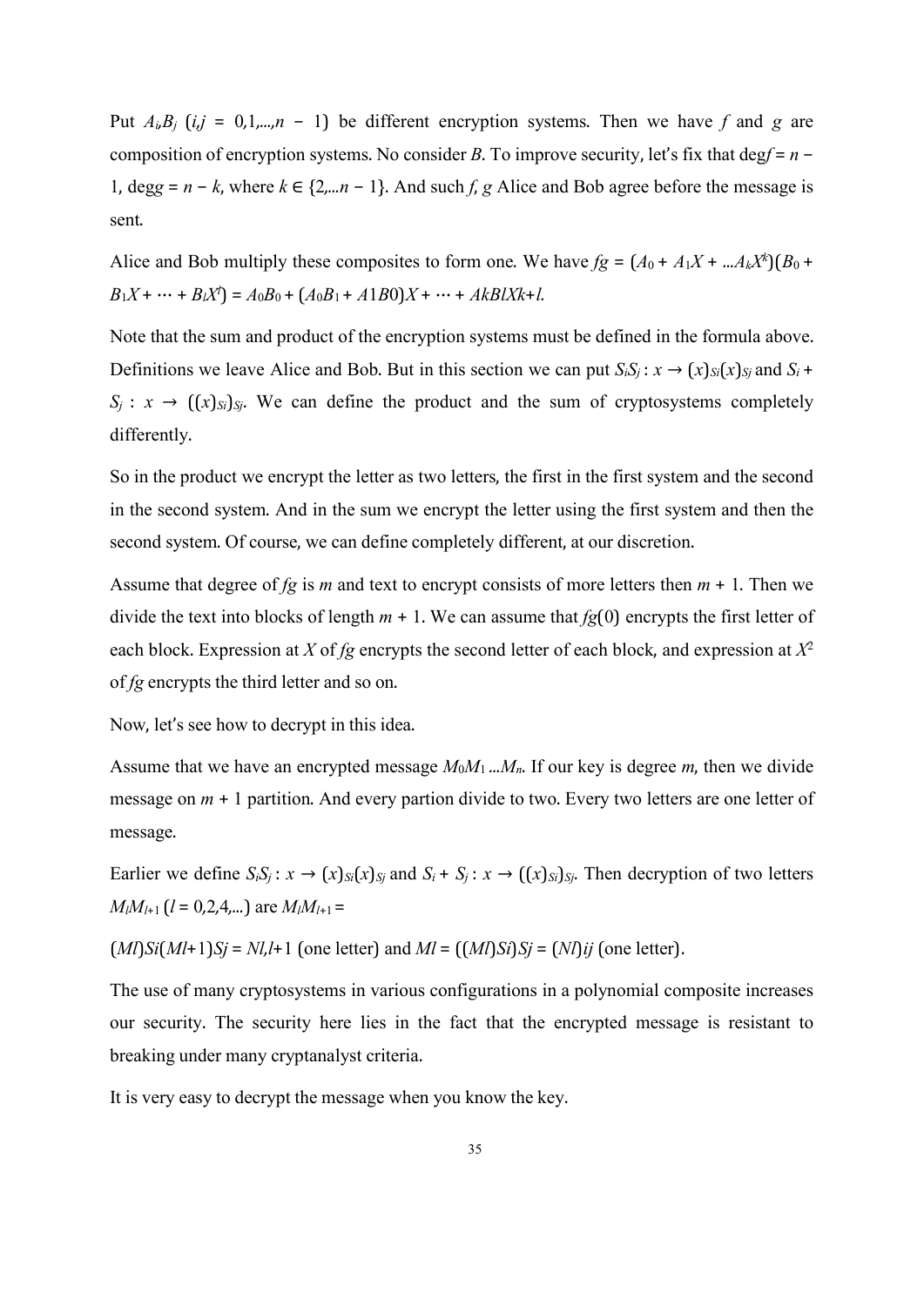Put $A_i, B_j$ $(i,j = 0,1,...,n - 1)$ be different encryption systems. Then we have $f$ and $g$ are composition of encryption systems. No consider $B$. To improve security, let's fix that $\deg f = n - 1$, $\deg g = n - k$, where $k \in \{2,...n - 1\}$. And such $f$, $g$ Alice and Bob agree before the message is sent.

Alice and Bob multiply these composites to form one. We have $fg = (A_0 + A_1X + ...A_kX^k)(B_0 + B_1X + \cdots + B_lX^l) = A_0B_0 + (A_0B_1 + A1B0)X + \cdots + AkBlXk+l.$

Note that the sum and product of the encryption systems must be defined in the formula above. Definitions we leave Alice and Bob. But in this section we can put $S_iS_j : x \to (x)_{Si}(x)_{Sj}$ and $S_i + S_j : x \to ((x)_{Si})_{Sj}$. We can define the product and the sum of cryptosystems completely differently.

So in the product we encrypt the letter as two letters, the first in the first system and the second in the second system. And in the sum we encrypt the letter using the first system and then the second system. Of course, we can define completely different, at our discretion.

Assume that degree of $fg$ is $m$ and text to encrypt consists of more letters then $m + 1$. Then we divide the text into blocks of length $m + 1$. We can assume that $fg(0)$ encrypts the first letter of each block. Expression at $X$ of $fg$ encrypts the second letter of each block, and expression at $X^2$ of $fg$ encrypts the third letter and so on.

Now, let's see how to decrypt in this idea.

Assume that we have an encrypted message $M_0M_1...M_n$. If our key is degree $m$, then we divide message on $m + 1$ partition. And every partion divide to two. Every two letters are one letter of message.

Earlier we define $S_iS_j : x \to (x)_{Si}(x)_{Sj}$ and $S_i + S_j : x \to ((x)_{Si})_{Sj}$. Then decryption of two letters $M_lM_{l+1}$ $(l = 0,2,4,...)$ are $M_lM_{l+1} =$

$(Ml)Si(Ml+1)Sj = Nl,l+1$ (one letter) and $Ml = ((Ml)Si)Sj = (Nl)ij$ (one letter).

The use of many cryptosystems in various configurations in a polynomial composite increases our security. The security here lies in the fact that the encrypted message is resistant to breaking under many cryptanalyst criteria.

It is very easy to decrypt the message when you know the key.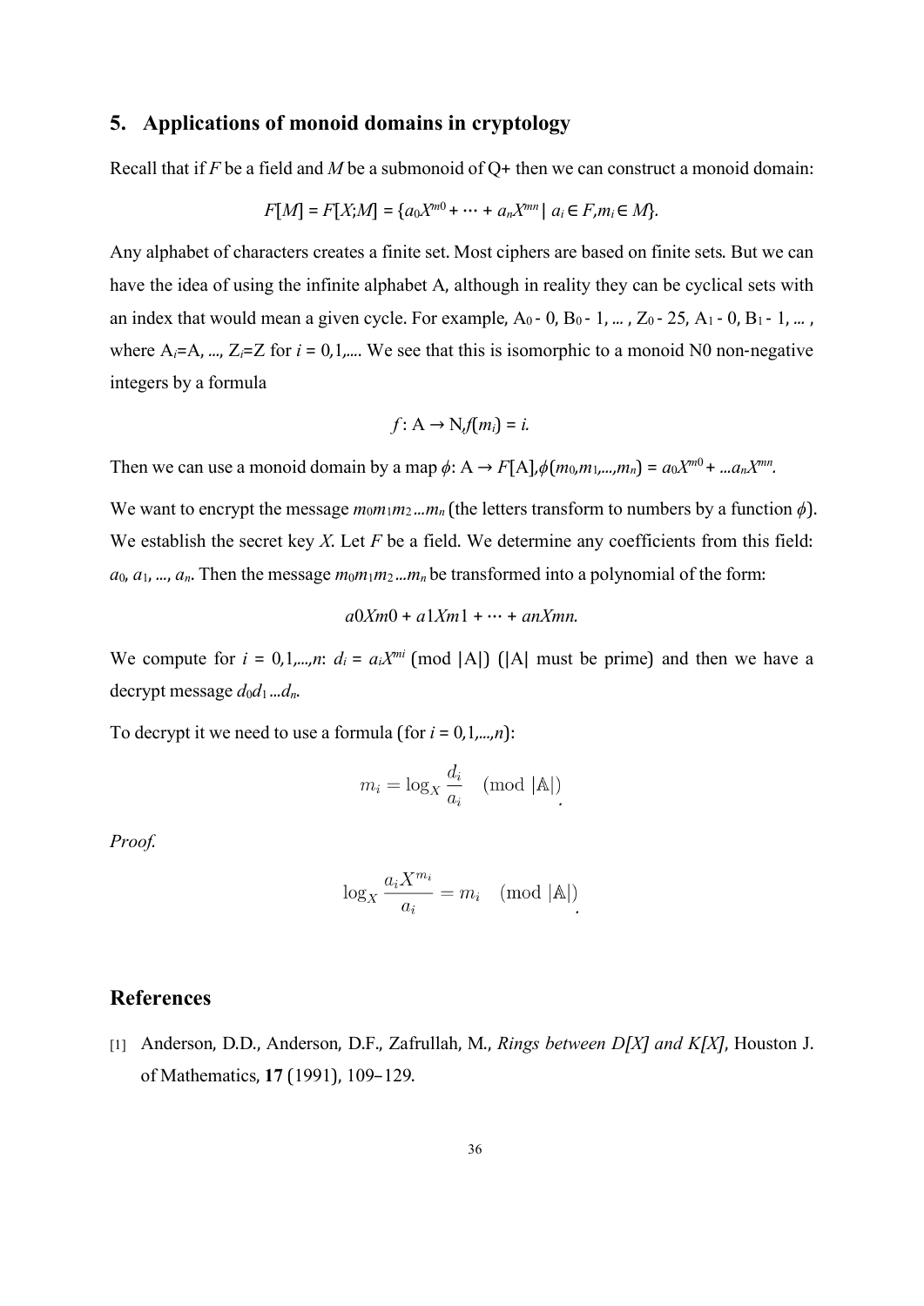## 5. Applications of monoid domains in cryptology

Recall that if $F$ be a field and $M$ be a submonoid of Q+ then we can construct a monoid domain:

$$F[M] = F[X;M] = \{a_0X^{m0} + \cdots + a_nX^{mn} \mid a_i \in F, m_i \in M\}.$$

Any alphabet of characters creates a finite set. Most ciphers are based on finite sets. But we can have the idea of using the infinite alphabet A, although in reality they can be cyclical sets with an index that would mean a given cycle. For example, $A_0$ - 0, $B_0$ - 1, ... , $Z_0$ - 25, $A_1$ - 0, $B_1$ - 1, ... , where $A_i$=A, ..., $Z_i$=Z for $i$ = 0,1,.... We see that this is isomorphic to a monoid N0 non-negative integers by a formula

$$f: \mathrm{A} \rightarrow \mathrm{N}, f(m_i) = i.$$

Then we can use a monoid domain by a map $\phi$: A → $F$[A],$\phi(m_0,m_1,...,m_n) = a_0X^{m0} + ...a_nX^{mn}$.

We want to encrypt the message $m_0m_1m_2...m_n$ (the letters transform to numbers by a function $\phi$). We establish the secret key $X$. Let $F$ be a field. We determine any coefficients from this field: $a_0$, $a_1$, ..., $a_n$. Then the message $m_0m_1m_2...m_n$ be transformed into a polynomial of the form:

$$a0Xm0 + a1Xm1 + \cdots + anXmn.$$

We compute for $i$ = 0,1,...,$n$: $d_i = a_iX^{mi}$ (mod |A|) (|A| must be prime) and then we have a decrypt message $d_0d_1...d_n$.

To decrypt it we need to use a formula (for $i$ = 0,1,...,$n$):

$$m_i = \log_X \frac{d_i}{a_i} \pmod{|\mathbb{A}|}.$$

*Proof.*

$$\log_X \frac{a_i X^{m_i}}{a_i} = m_i \pmod{|\mathbb{A}|}.$$

## References

[1] Anderson, D.D., Anderson, D.F., Zafrullah, M., *Rings between D[X] and K[X]*, Houston J. of Mathematics, **17** (1991), 109–129.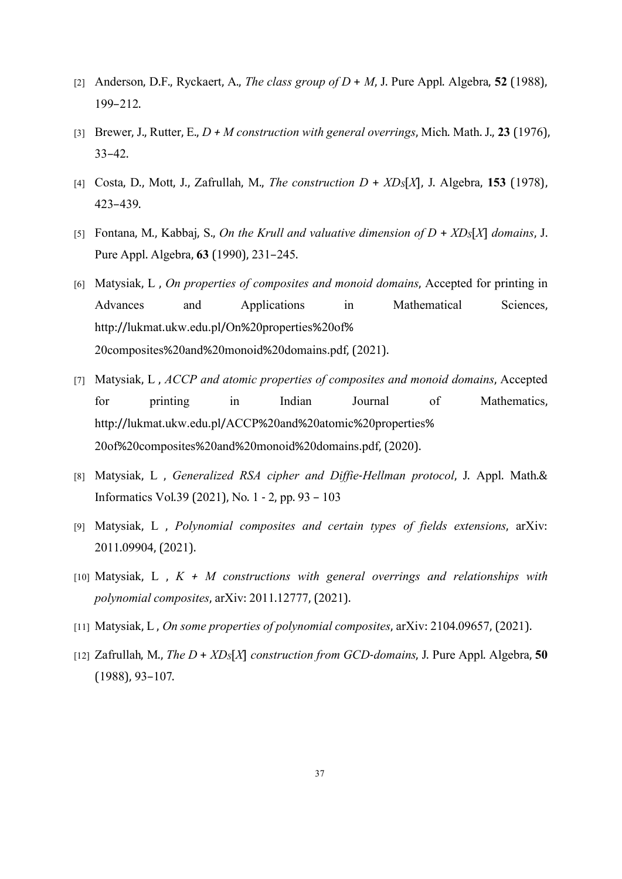[2] Anderson, D.F., Ryckaert, A., *The class group of $D + M$*, J. Pure Appl. Algebra, **52** (1988), 199–212.

[3] Brewer, J., Rutter, E., *$D + M$ construction with general overrings*, Mich. Math. J., **23** (1976), 33–42.

[4] Costa, D., Mott, J., Zafrullah, M., *The construction $D + XD_S[X]$*, J. Algebra, **153** (1978), 423–439.

[5] Fontana, M., Kabbaj, S., *On the Krull and valuative dimension of $D + XD_S[X]$ domains*, J. Pure Appl. Algebra, **63** (1990), 231–245.

[6] Matysiak, L , *On properties of composites and monoid domains*, Accepted for printing in Advances and Applications in Mathematical Sciences, http://lukmat.ukw.edu.pl/On%20properties%20of%20composites%20and%20monoid%20domains.pdf, (2021).

[7] Matysiak, L , *ACCP and atomic properties of composites and monoid domains*, Accepted for printing in Indian Journal of Mathematics, http://lukmat.ukw.edu.pl/ACCP%20and%20atomic%20properties%20of%20composites%20and%20monoid%20domains.pdf, (2020).

[8] Matysiak, L , *Generalized RSA cipher and Diffie-Hellman protocol*, J. Appl. Math.& Informatics Vol.39 (2021), No. 1 - 2, pp. 93 – 103

[9] Matysiak, L , *Polynomial composites and certain types of fields extensions*, arXiv: 2011.09904, (2021).

[10] Matysiak, L , *$K + M$ constructions with general overrings and relationships with polynomial composites*, arXiv: 2011.12777, (2021).

[11] Matysiak, L , *On some properties of polynomial composites*, arXiv: 2104.09657, (2021).

[12] Zafrullah, M., *The $D + XD_S[X]$ construction from GCD-domains*, J. Pure Appl. Algebra, **50** (1988), 93–107.